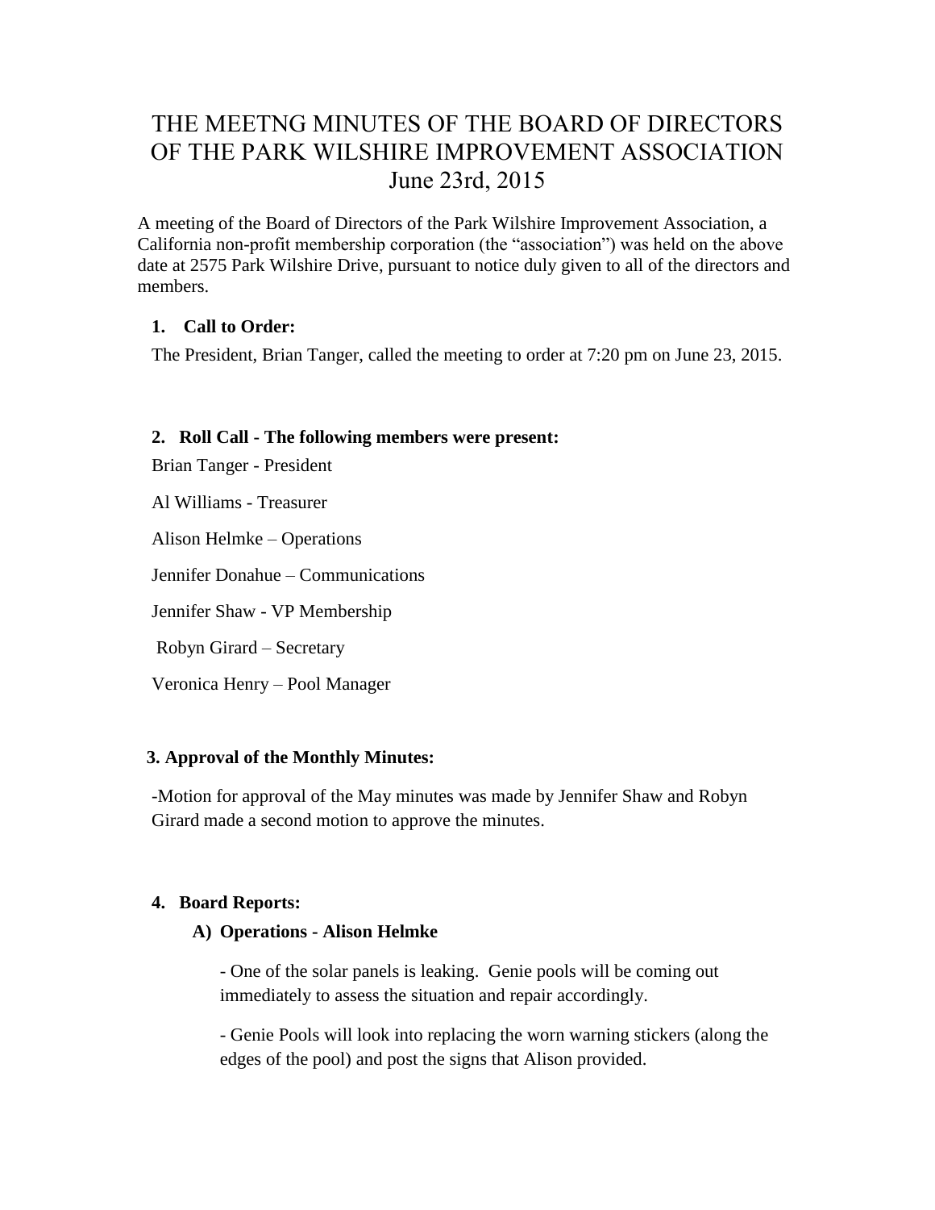# THE MEETNG MINUTES OF THE BOARD OF DIRECTORS OF THE PARK WILSHIRE IMPROVEMENT ASSOCIATION
# June 23rd, 2015

A meeting of the Board of Directors of the Park Wilshire Improvement Association, a California non-profit membership corporation (the "association") was held on the above date at 2575 Park Wilshire Drive, pursuant to notice duly given to all of the directors and members.

1. **Call to Order:**

The President, Brian Tanger, called the meeting to order at 7:20 pm on June 23, 2015.

2. **Roll Call - The following members were present:**

Brian Tanger - President

Al Williams - Treasurer

Alison Helmke – Operations

Jennifer Donahue – Communications

Jennifer Shaw - VP Membership

Robyn Girard – Secretary

Veronica Henry – Pool Manager

**3. Approval of the Monthly Minutes:**

-Motion for approval of the May minutes was made by Jennifer Shaw and Robyn Girard made a second motion to approve the minutes.

4. **Board Reports:**

**A) Operations - Alison Helmke**

- One of the solar panels is leaking. Genie pools will be coming out immediately to assess the situation and repair accordingly.

- Genie Pools will look into replacing the worn warning stickers (along the edges of the pool) and post the signs that Alison provided.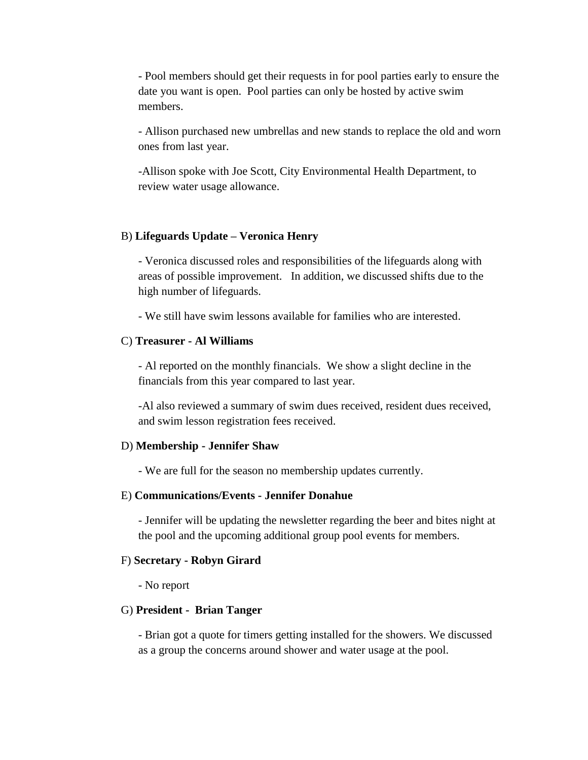- Pool members should get their requests in for pool parties early to ensure the date you want is open. Pool parties can only be hosted by active swim members.

- Allison purchased new umbrellas and new stands to replace the old and worn ones from last year.

-Allison spoke with Joe Scott, City Environmental Health Department, to review water usage allowance.

B) **Lifeguards Update – Veronica Henry**

- Veronica discussed roles and responsibilities of the lifeguards along with areas of possible improvement. In addition, we discussed shifts due to the high number of lifeguards.

- We still have swim lessons available for families who are interested.

C) **Treasurer - Al Williams**

- Al reported on the monthly financials. We show a slight decline in the financials from this year compared to last year.

-Al also reviewed a summary of swim dues received, resident dues received, and swim lesson registration fees received.

D) **Membership - Jennifer Shaw**

- We are full for the season no membership updates currently.

E) **Communications/Events - Jennifer Donahue**

- Jennifer will be updating the newsletter regarding the beer and bites night at the pool and the upcoming additional group pool events for members.

F) **Secretary - Robyn Girard**

- No report

G) **President - Brian Tanger**

- Brian got a quote for timers getting installed for the showers. We discussed as a group the concerns around shower and water usage at the pool.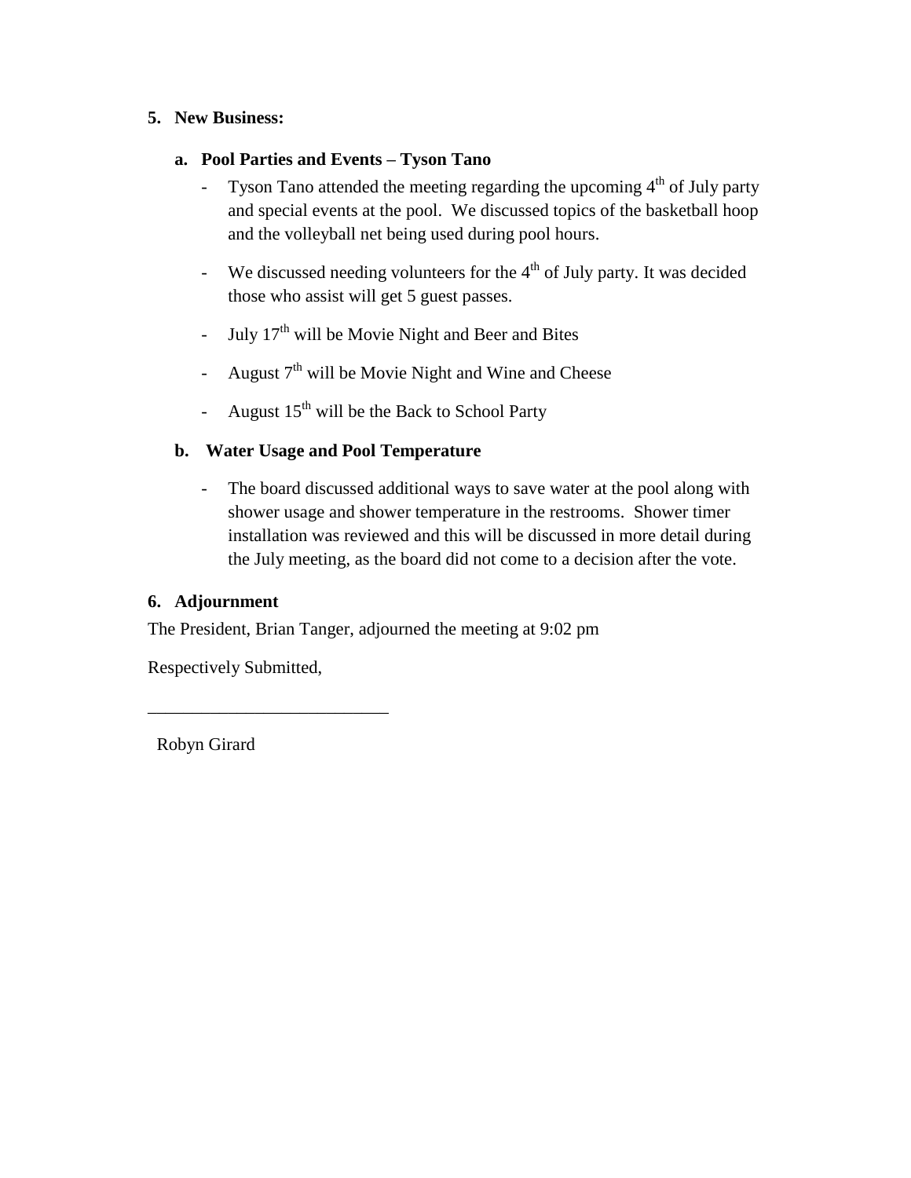**5. New Business:**

**a. Pool Parties and Events – Tyson Tano**

- Tyson Tano attended the meeting regarding the upcoming 4th of July party and special events at the pool. We discussed topics of the basketball hoop and the volleyball net being used during pool hours.
- We discussed needing volunteers for the 4th of July party. It was decided those who assist will get 5 guest passes.
- July 17th will be Movie Night and Beer and Bites
- August 7th will be Movie Night and Wine and Cheese
- August 15th will be the Back to School Party

**b. Water Usage and Pool Temperature**

- The board discussed additional ways to save water at the pool along with shower usage and shower temperature in the restrooms. Shower timer installation was reviewed and this will be discussed in more detail during the July meeting, as the board did not come to a decision after the vote.

**6. Adjournment**

The President, Brian Tanger, adjourned the meeting at 9:02 pm

Respectively Submitted,

___________________________

Robyn Girard